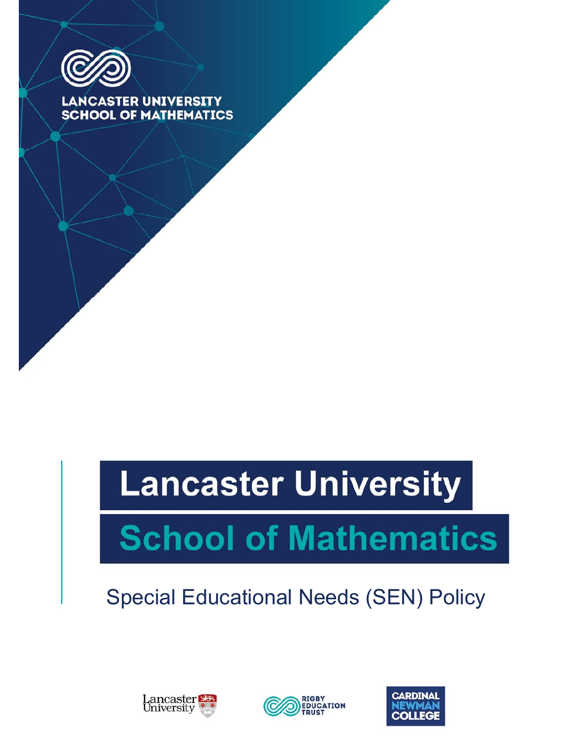LANCASTER UNIVERSITY
SCHOOL OF MATHEMATICS

# Lancaster University
# School of Mathematics

Special Educational Needs (SEN) Policy

Lancaster University

RIGBY EDUCATION TRUST

CARDINAL NEWMAN COLLEGE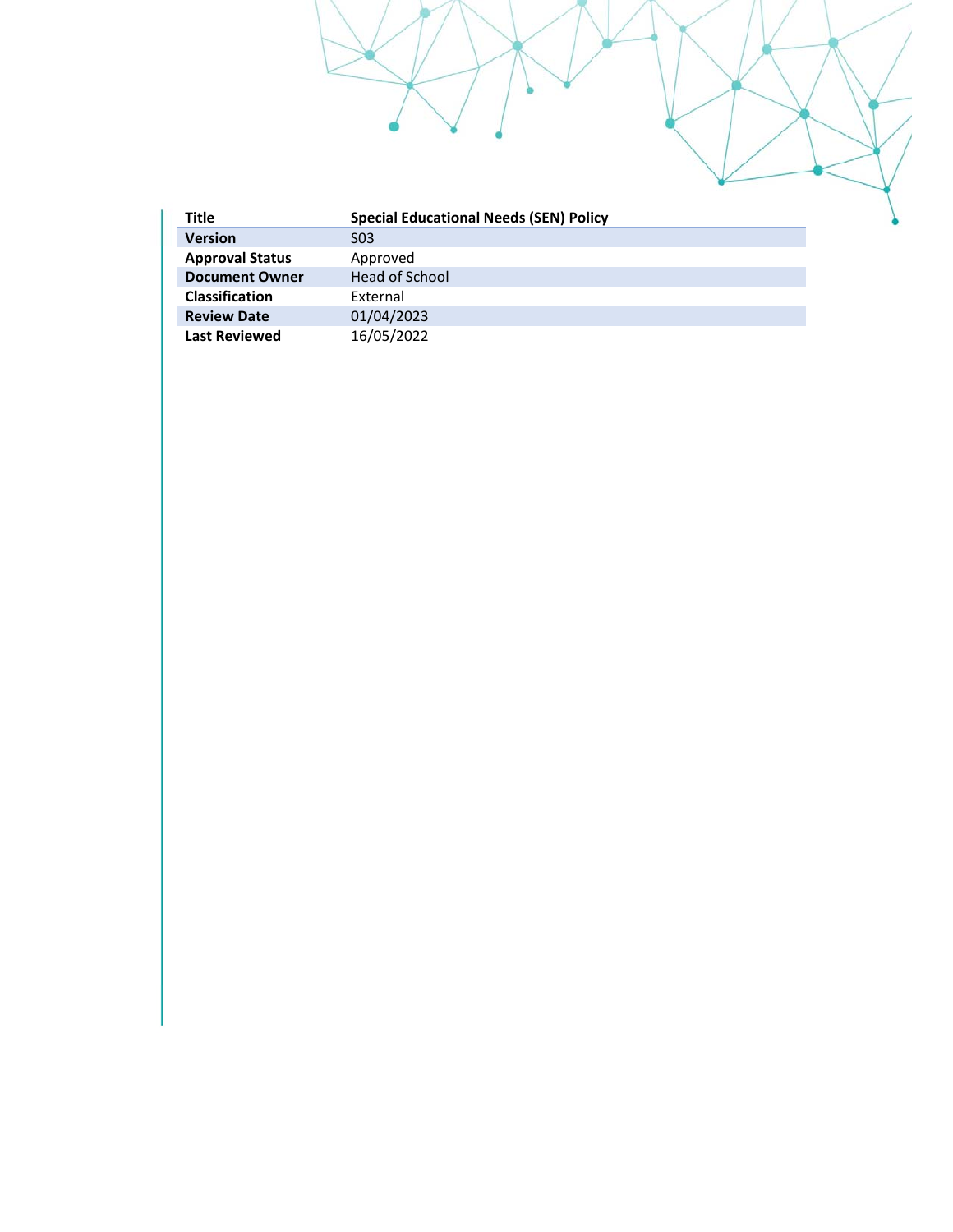| Title | Special Educational Needs (SEN) Policy |
|---|---|
| Version | S03 |
| Approval Status | Approved |
| Document Owner | Head of School |
| Classification | External |
| Review Date | 01/04/2023 |
| Last Reviewed | 16/05/2022 |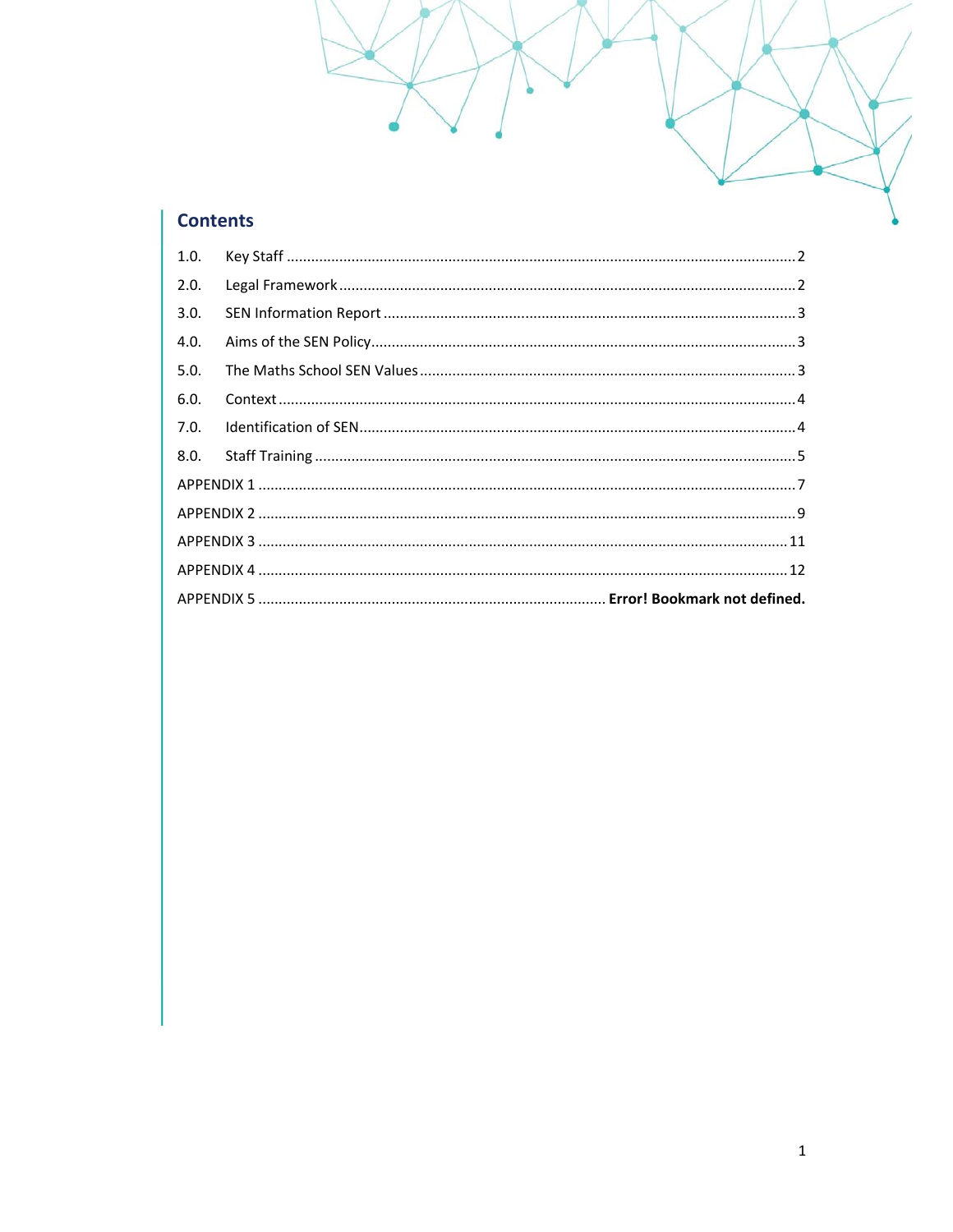## Contents

1.0. Key Staff ........................................................................................................................ 2

2.0. Legal Framework ............................................................................................................ 2

3.0. SEN Information Report ................................................................................................. 3

4.0. Aims of the SEN Policy .................................................................................................... 3

5.0. The Maths School SEN Values ........................................................................................ 3

6.0. Context ........................................................................................................................... 4

7.0. Identification of SEN ....................................................................................................... 4

8.0. Staff Training .................................................................................................................. 5

APPENDIX 1 ........................................................................................................................... 7

APPENDIX 2 ........................................................................................................................... 9

APPENDIX 3 ......................................................................................................................... 11

APPENDIX 4 ......................................................................................................................... 12

APPENDIX 5 ............................................................................ **Error! Bookmark not defined.**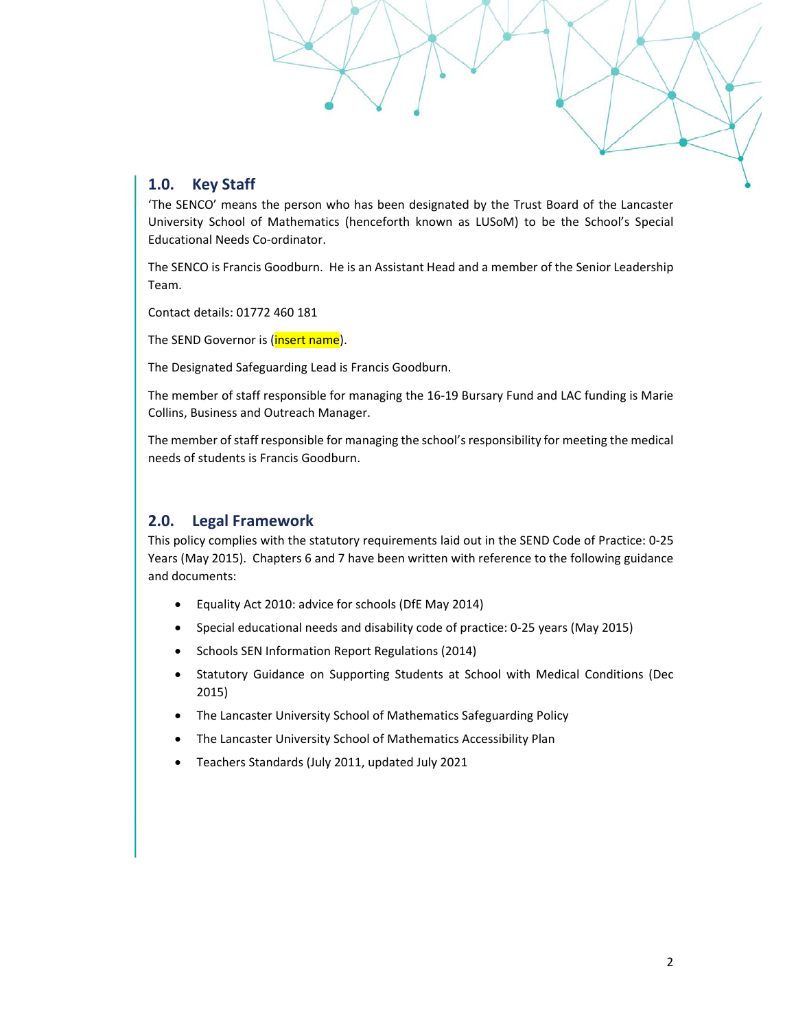## 1.0. Key Staff

'The SENCO' means the person who has been designated by the Trust Board of the Lancaster University School of Mathematics (henceforth known as LUSoM) to be the School's Special Educational Needs Co-ordinator.

The SENCO is Francis Goodburn. He is an Assistant Head and a member of the Senior Leadership Team.

Contact details: 01772 460 181

The SEND Governor is (insert name).

The Designated Safeguarding Lead is Francis Goodburn.

The member of staff responsible for managing the 16-19 Bursary Fund and LAC funding is Marie Collins, Business and Outreach Manager.

The member of staff responsible for managing the school's responsibility for meeting the medical needs of students is Francis Goodburn.

## 2.0. Legal Framework

This policy complies with the statutory requirements laid out in the SEND Code of Practice: 0-25 Years (May 2015). Chapters 6 and 7 have been written with reference to the following guidance and documents:

- Equality Act 2010: advice for schools (DfE May 2014)
- Special educational needs and disability code of practice: 0-25 years (May 2015)
- Schools SEN Information Report Regulations (2014)
- Statutory Guidance on Supporting Students at School with Medical Conditions (Dec 2015)
- The Lancaster University School of Mathematics Safeguarding Policy
- The Lancaster University School of Mathematics Accessibility Plan
- Teachers Standards (July 2011, updated July 2021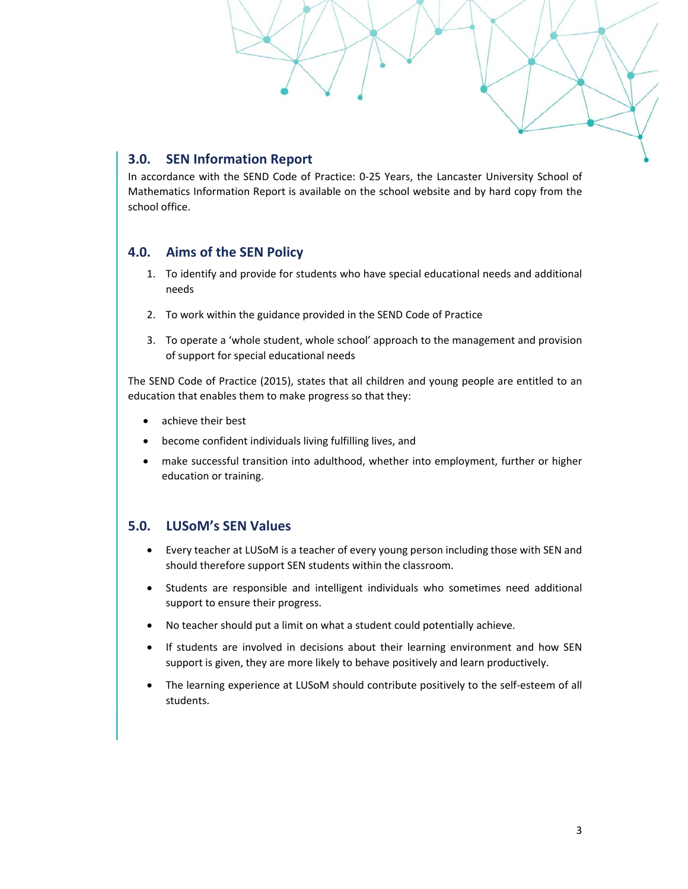## 3.0. SEN Information Report

In accordance with the SEND Code of Practice: 0-25 Years, the Lancaster University School of Mathematics Information Report is available on the school website and by hard copy from the school office.

## 4.0. Aims of the SEN Policy

1. To identify and provide for students who have special educational needs and additional needs
2. To work within the guidance provided in the SEND Code of Practice
3. To operate a 'whole student, whole school' approach to the management and provision of support for special educational needs

The SEND Code of Practice (2015), states that all children and young people are entitled to an education that enables them to make progress so that they:

- achieve their best
- become confident individuals living fulfilling lives, and
- make successful transition into adulthood, whether into employment, further or higher education or training.

## 5.0. LUSoM's SEN Values

- Every teacher at LUSoM is a teacher of every young person including those with SEN and should therefore support SEN students within the classroom.
- Students are responsible and intelligent individuals who sometimes need additional support to ensure their progress.
- No teacher should put a limit on what a student could potentially achieve.
- If students are involved in decisions about their learning environment and how SEN support is given, they are more likely to behave positively and learn productively.
- The learning experience at LUSoM should contribute positively to the self-esteem of all students.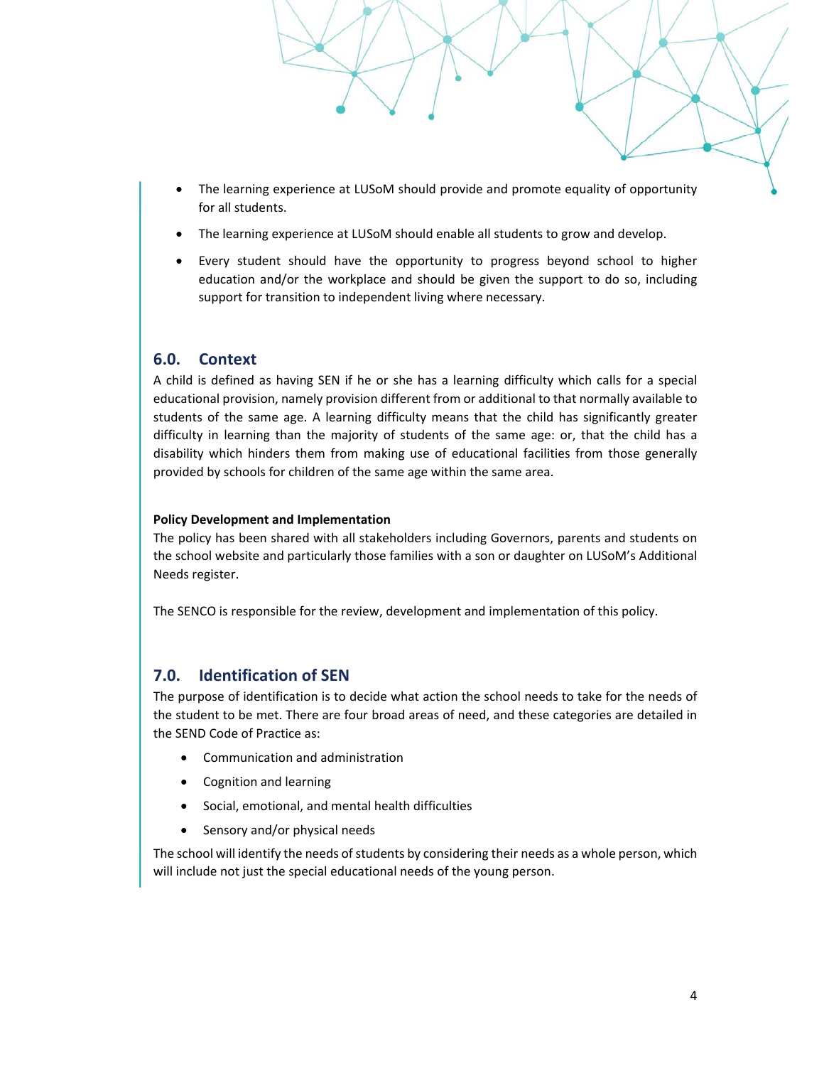- The learning experience at LUSoM should provide and promote equality of opportunity for all students.
- The learning experience at LUSoM should enable all students to grow and develop.
- Every student should have the opportunity to progress beyond school to higher education and/or the workplace and should be given the support to do so, including support for transition to independent living where necessary.

## 6.0. Context

A child is defined as having SEN if he or she has a learning difficulty which calls for a special educational provision, namely provision different from or additional to that normally available to students of the same age. A learning difficulty means that the child has significantly greater difficulty in learning than the majority of students of the same age: or, that the child has a disability which hinders them from making use of educational facilities from those generally provided by schools for children of the same age within the same area.

**Policy Development and Implementation**

The policy has been shared with all stakeholders including Governors, parents and students on the school website and particularly those families with a son or daughter on LUSoM's Additional Needs register.

The SENCO is responsible for the review, development and implementation of this policy.

## 7.0. Identification of SEN

The purpose of identification is to decide what action the school needs to take for the needs of the student to be met. There are four broad areas of need, and these categories are detailed in the SEND Code of Practice as:

- Communication and administration
- Cognition and learning
- Social, emotional, and mental health difficulties
- Sensory and/or physical needs

The school will identify the needs of students by considering their needs as a whole person, which will include not just the special educational needs of the young person.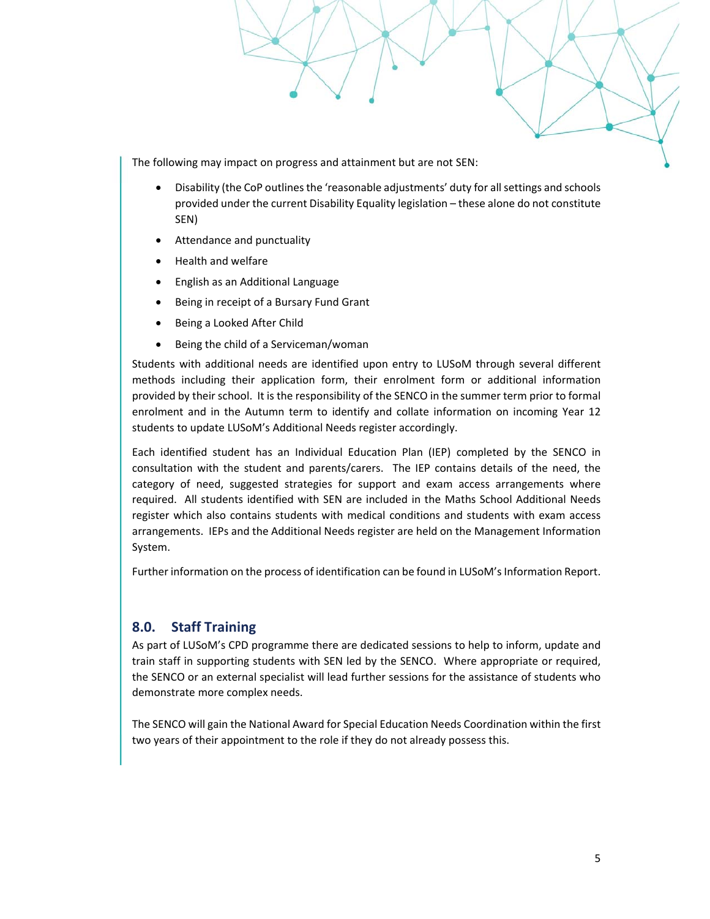The following may impact on progress and attainment but are not SEN:

- Disability (the CoP outlines the 'reasonable adjustments' duty for all settings and schools provided under the current Disability Equality legislation – these alone do not constitute SEN)
- Attendance and punctuality
- Health and welfare
- English as an Additional Language
- Being in receipt of a Bursary Fund Grant
- Being a Looked After Child
- Being the child of a Serviceman/woman

Students with additional needs are identified upon entry to LUSoM through several different methods including their application form, their enrolment form or additional information provided by their school. It is the responsibility of the SENCO in the summer term prior to formal enrolment and in the Autumn term to identify and collate information on incoming Year 12 students to update LUSoM's Additional Needs register accordingly.

Each identified student has an Individual Education Plan (IEP) completed by the SENCO in consultation with the student and parents/carers. The IEP contains details of the need, the category of need, suggested strategies for support and exam access arrangements where required. All students identified with SEN are included in the Maths School Additional Needs register which also contains students with medical conditions and students with exam access arrangements. IEPs and the Additional Needs register are held on the Management Information System.

Further information on the process of identification can be found in LUSoM's Information Report.

## 8.0. Staff Training

As part of LUSoM's CPD programme there are dedicated sessions to help to inform, update and train staff in supporting students with SEN led by the SENCO. Where appropriate or required, the SENCO or an external specialist will lead further sessions for the assistance of students who demonstrate more complex needs.

The SENCO will gain the National Award for Special Education Needs Coordination within the first two years of their appointment to the role if they do not already possess this.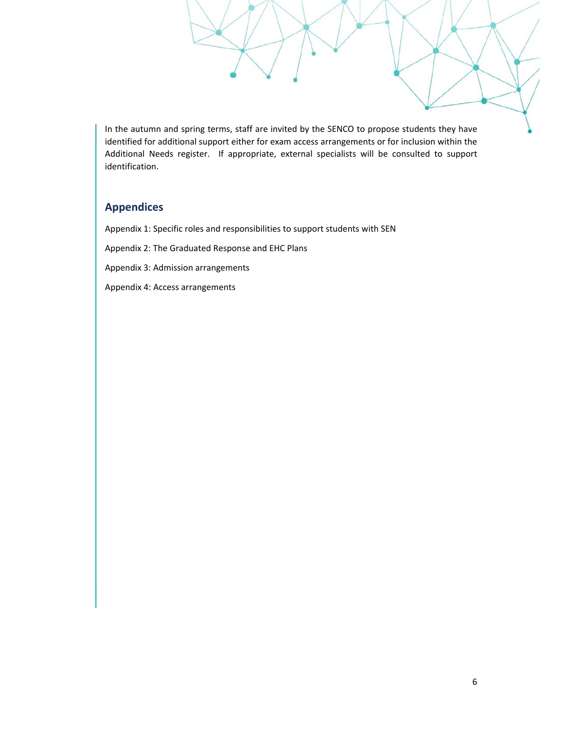In the autumn and spring terms, staff are invited by the SENCO to propose students they have identified for additional support either for exam access arrangements or for inclusion within the Additional Needs register. If appropriate, external specialists will be consulted to support identification.

## Appendices

Appendix 1: Specific roles and responsibilities to support students with SEN

Appendix 2: The Graduated Response and EHC Plans

Appendix 3: Admission arrangements

Appendix 4: Access arrangements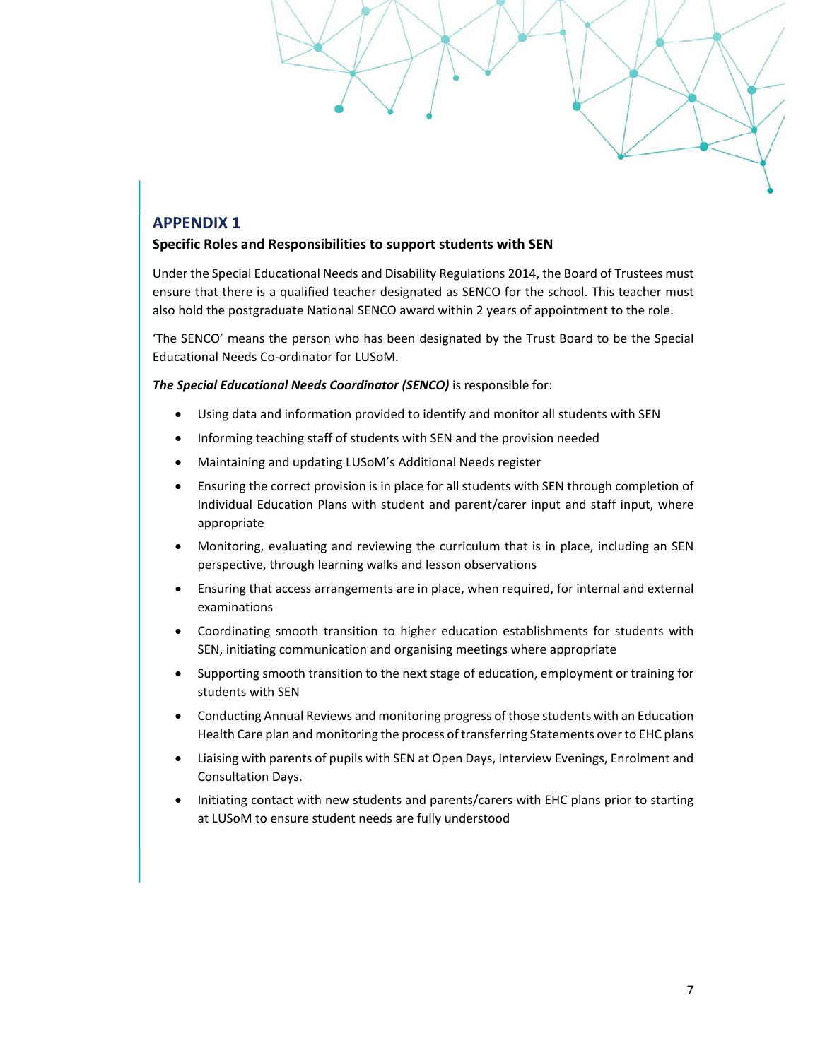## APPENDIX 1

**Specific Roles and Responsibilities to support students with SEN**

Under the Special Educational Needs and Disability Regulations 2014, the Board of Trustees must ensure that there is a qualified teacher designated as SENCO for the school. This teacher must also hold the postgraduate National SENCO award within 2 years of appointment to the role.

'The SENCO' means the person who has been designated by the Trust Board to be the Special Educational Needs Co-ordinator for LUSoM.

***The Special Educational Needs Coordinator (SENCO)*** is responsible for:

- Using data and information provided to identify and monitor all students with SEN
- Informing teaching staff of students with SEN and the provision needed
- Maintaining and updating LUSoM's Additional Needs register
- Ensuring the correct provision is in place for all students with SEN through completion of Individual Education Plans with student and parent/carer input and staff input, where appropriate
- Monitoring, evaluating and reviewing the curriculum that is in place, including an SEN perspective, through learning walks and lesson observations
- Ensuring that access arrangements are in place, when required, for internal and external examinations
- Coordinating smooth transition to higher education establishments for students with SEN, initiating communication and organising meetings where appropriate
- Supporting smooth transition to the next stage of education, employment or training for students with SEN
- Conducting Annual Reviews and monitoring progress of those students with an Education Health Care plan and monitoring the process of transferring Statements over to EHC plans
- Liaising with parents of pupils with SEN at Open Days, Interview Evenings, Enrolment and Consultation Days.
- Initiating contact with new students and parents/carers with EHC plans prior to starting at LUSoM to ensure student needs are fully understood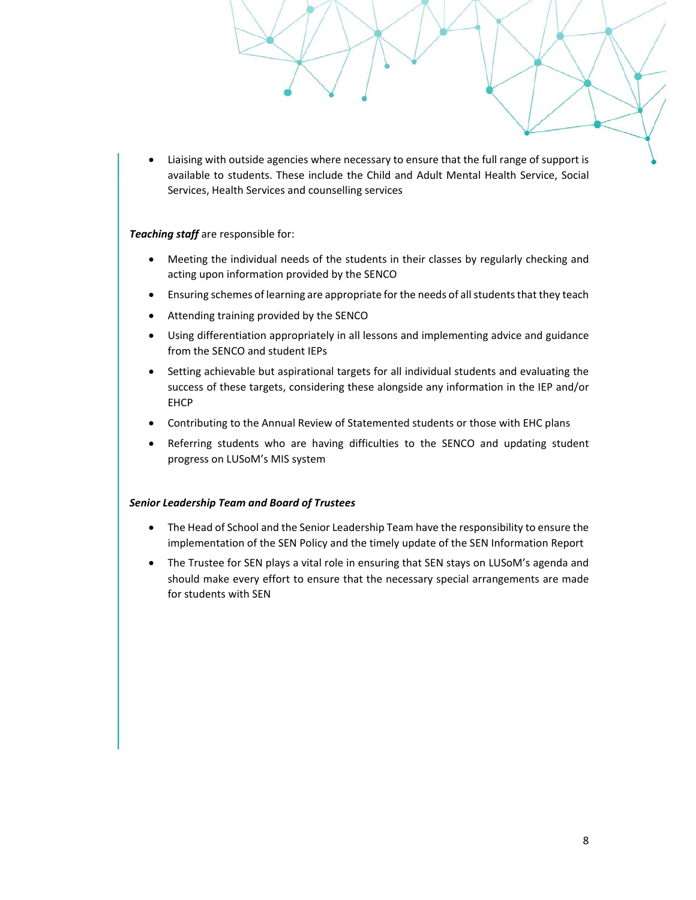- Liaising with outside agencies where necessary to ensure that the full range of support is available to students. These include the Child and Adult Mental Health Service, Social Services, Health Services and counselling services

***Teaching staff*** are responsible for:

- Meeting the individual needs of the students in their classes by regularly checking and acting upon information provided by the SENCO
- Ensuring schemes of learning are appropriate for the needs of all students that they teach
- Attending training provided by the SENCO
- Using differentiation appropriately in all lessons and implementing advice and guidance from the SENCO and student IEPs
- Setting achievable but aspirational targets for all individual students and evaluating the success of these targets, considering these alongside any information in the IEP and/or EHCP
- Contributing to the Annual Review of Statemented students or those with EHC plans
- Referring students who are having difficulties to the SENCO and updating student progress on LUSoM's MIS system

***Senior Leadership Team and Board of Trustees***

- The Head of School and the Senior Leadership Team have the responsibility to ensure the implementation of the SEN Policy and the timely update of the SEN Information Report
- The Trustee for SEN plays a vital role in ensuring that SEN stays on LUSoM's agenda and should make every effort to ensure that the necessary special arrangements are made for students with SEN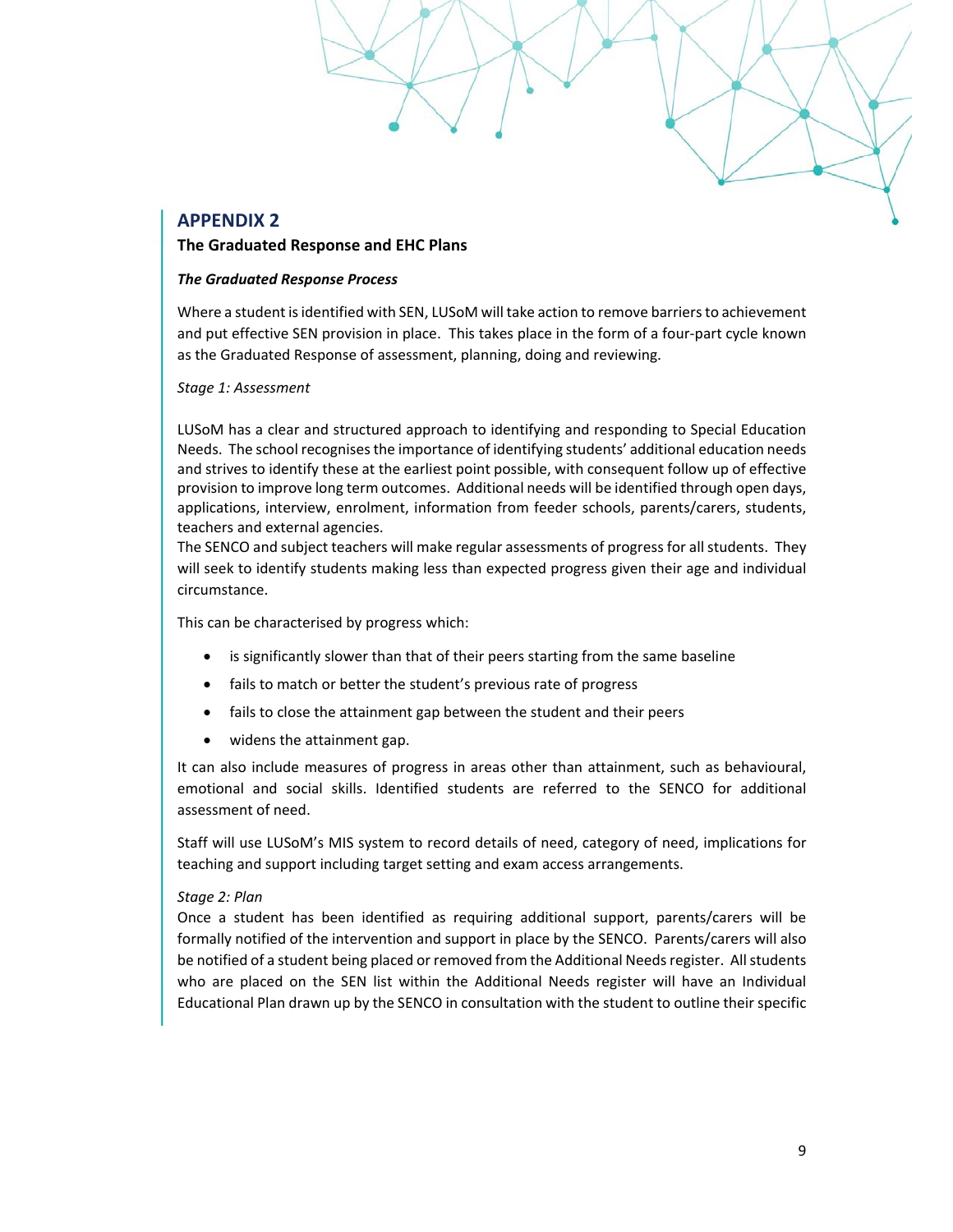## APPENDIX 2

**The Graduated Response and EHC Plans**

***The Graduated Response Process***

Where a student is identified with SEN, LUSoM will take action to remove barriers to achievement and put effective SEN provision in place. This takes place in the form of a four-part cycle known as the Graduated Response of assessment, planning, doing and reviewing.

*Stage 1: Assessment*

LUSoM has a clear and structured approach to identifying and responding to Special Education Needs. The school recognises the importance of identifying students' additional education needs and strives to identify these at the earliest point possible, with consequent follow up of effective provision to improve long term outcomes. Additional needs will be identified through open days, applications, interview, enrolment, information from feeder schools, parents/carers, students, teachers and external agencies.
The SENCO and subject teachers will make regular assessments of progress for all students. They will seek to identify students making less than expected progress given their age and individual circumstance.

This can be characterised by progress which:

- is significantly slower than that of their peers starting from the same baseline
- fails to match or better the student's previous rate of progress
- fails to close the attainment gap between the student and their peers
- widens the attainment gap.

It can also include measures of progress in areas other than attainment, such as behavioural, emotional and social skills. Identified students are referred to the SENCO for additional assessment of need.

Staff will use LUSoM's MIS system to record details of need, category of need, implications for teaching and support including target setting and exam access arrangements.

*Stage 2: Plan*
Once a student has been identified as requiring additional support, parents/carers will be formally notified of the intervention and support in place by the SENCO. Parents/carers will also be notified of a student being placed or removed from the Additional Needs register. All students who are placed on the SEN list within the Additional Needs register will have an Individual Educational Plan drawn up by the SENCO in consultation with the student to outline their specific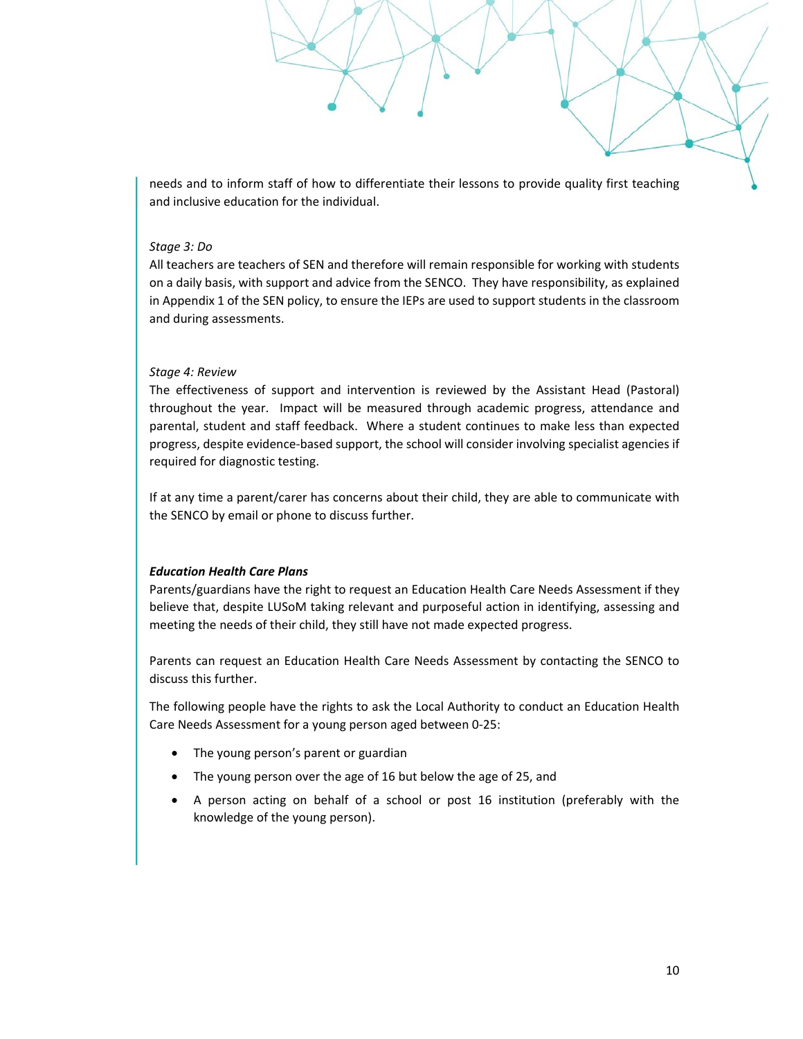needs and to inform staff of how to differentiate their lessons to provide quality first teaching and inclusive education for the individual.

*Stage 3: Do*

All teachers are teachers of SEN and therefore will remain responsible for working with students on a daily basis, with support and advice from the SENCO. They have responsibility, as explained in Appendix 1 of the SEN policy, to ensure the IEPs are used to support students in the classroom and during assessments.

*Stage 4: Review*

The effectiveness of support and intervention is reviewed by the Assistant Head (Pastoral) throughout the year. Impact will be measured through academic progress, attendance and parental, student and staff feedback. Where a student continues to make less than expected progress, despite evidence-based support, the school will consider involving specialist agencies if required for diagnostic testing.

If at any time a parent/carer has concerns about their child, they are able to communicate with the SENCO by email or phone to discuss further.

***Education Health Care Plans***

Parents/guardians have the right to request an Education Health Care Needs Assessment if they believe that, despite LUSoM taking relevant and purposeful action in identifying, assessing and meeting the needs of their child, they still have not made expected progress.

Parents can request an Education Health Care Needs Assessment by contacting the SENCO to discuss this further.

The following people have the rights to ask the Local Authority to conduct an Education Health Care Needs Assessment for a young person aged between 0-25:

- The young person's parent or guardian
- The young person over the age of 16 but below the age of 25, and
- A person acting on behalf of a school or post 16 institution (preferably with the knowledge of the young person).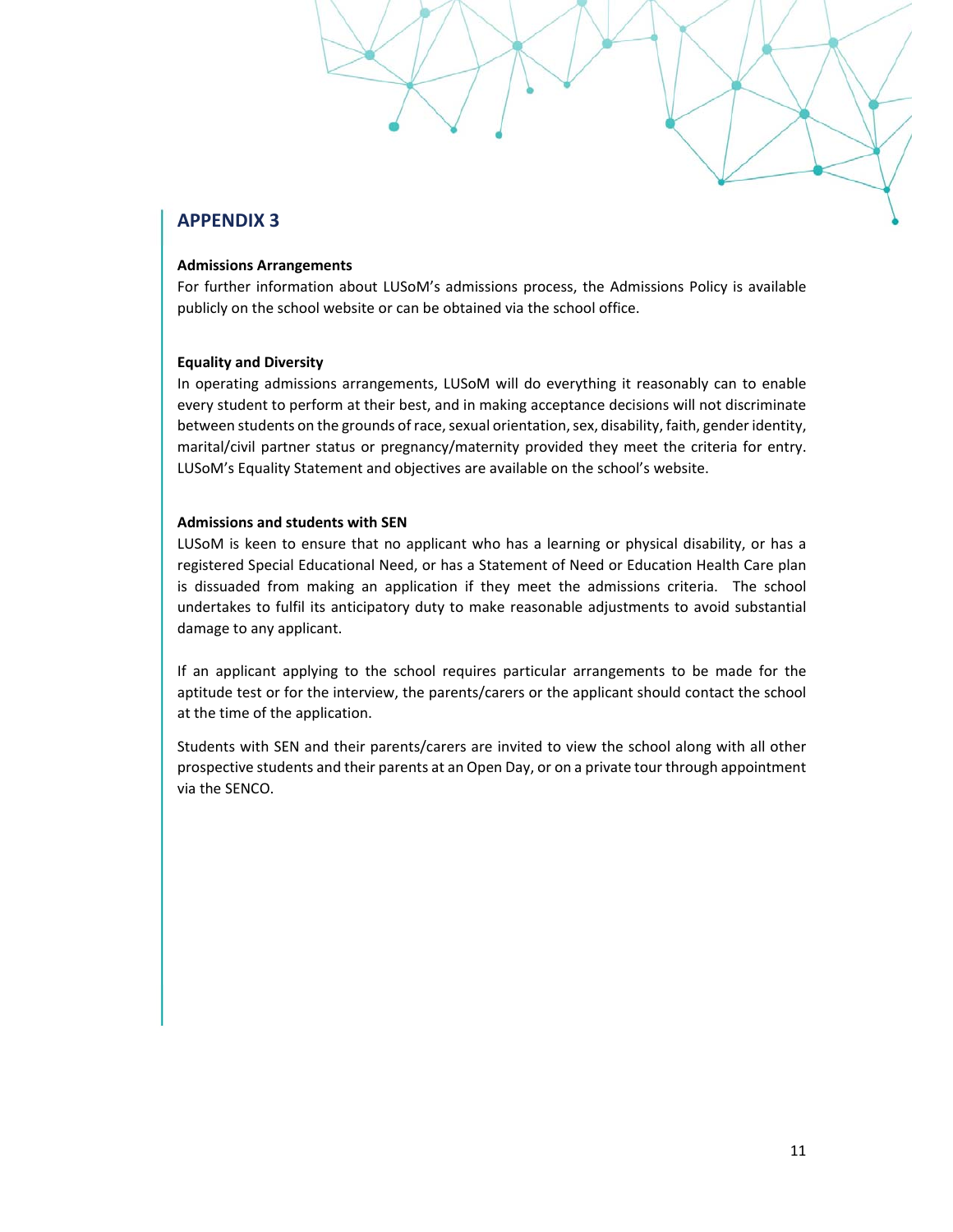## APPENDIX 3

**Admissions Arrangements**

For further information about LUSoM's admissions process, the Admissions Policy is available publicly on the school website or can be obtained via the school office.

**Equality and Diversity**

In operating admissions arrangements, LUSoM will do everything it reasonably can to enable every student to perform at their best, and in making acceptance decisions will not discriminate between students on the grounds of race, sexual orientation, sex, disability, faith, gender identity, marital/civil partner status or pregnancy/maternity provided they meet the criteria for entry. LUSoM's Equality Statement and objectives are available on the school's website.

**Admissions and students with SEN**

LUSoM is keen to ensure that no applicant who has a learning or physical disability, or has a registered Special Educational Need, or has a Statement of Need or Education Health Care plan is dissuaded from making an application if they meet the admissions criteria. The school undertakes to fulfil its anticipatory duty to make reasonable adjustments to avoid substantial damage to any applicant.

If an applicant applying to the school requires particular arrangements to be made for the aptitude test or for the interview, the parents/carers or the applicant should contact the school at the time of the application.

Students with SEN and their parents/carers are invited to view the school along with all other prospective students and their parents at an Open Day, or on a private tour through appointment via the SENCO.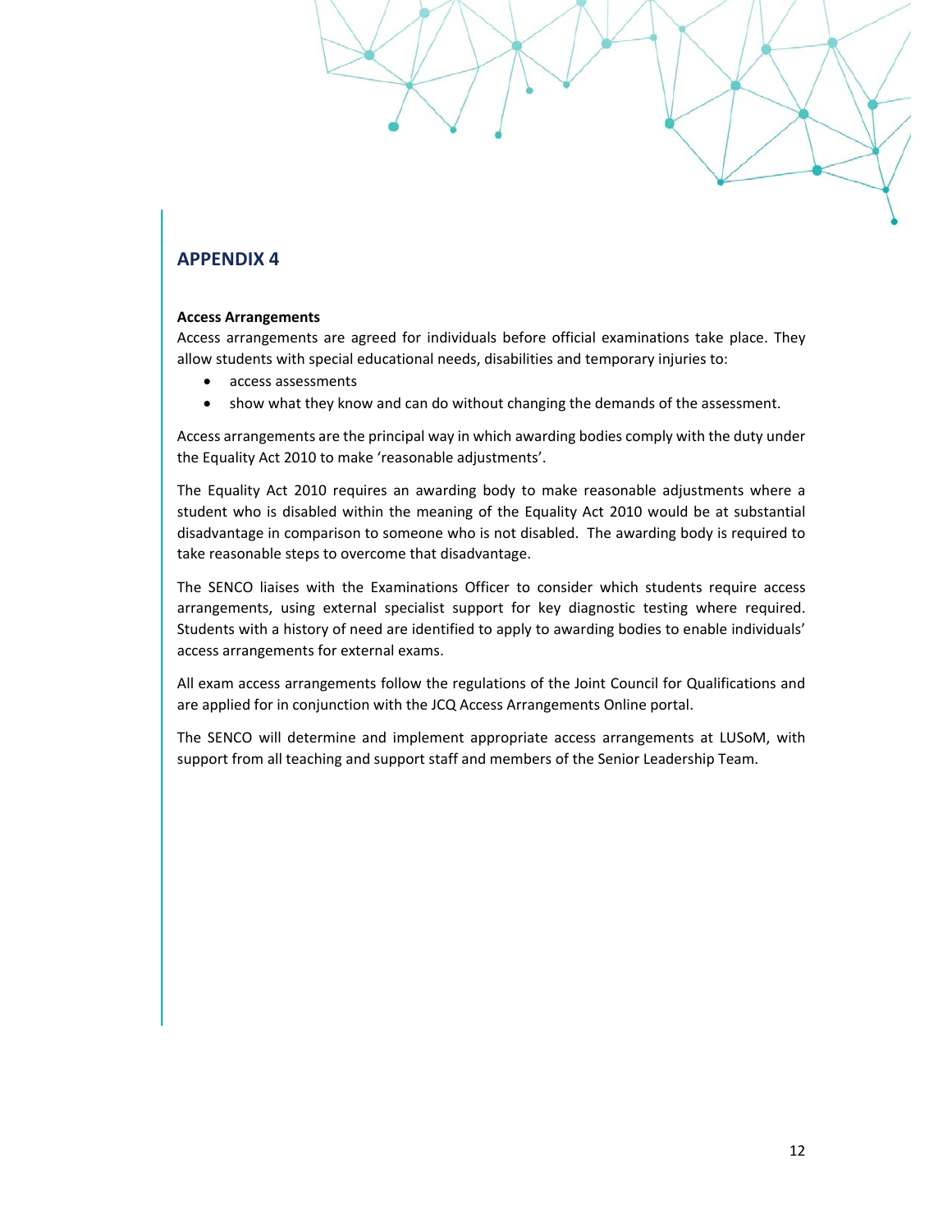## APPENDIX 4

**Access Arrangements**

Access arrangements are agreed for individuals before official examinations take place. They allow students with special educational needs, disabilities and temporary injuries to:

- access assessments
- show what they know and can do without changing the demands of the assessment.

Access arrangements are the principal way in which awarding bodies comply with the duty under the Equality Act 2010 to make 'reasonable adjustments'.

The Equality Act 2010 requires an awarding body to make reasonable adjustments where a student who is disabled within the meaning of the Equality Act 2010 would be at substantial disadvantage in comparison to someone who is not disabled. The awarding body is required to take reasonable steps to overcome that disadvantage.

The SENCO liaises with the Examinations Officer to consider which students require access arrangements, using external specialist support for key diagnostic testing where required. Students with a history of need are identified to apply to awarding bodies to enable individuals' access arrangements for external exams.

All exam access arrangements follow the regulations of the Joint Council for Qualifications and are applied for in conjunction with the JCQ Access Arrangements Online portal.

The SENCO will determine and implement appropriate access arrangements at LUSoM, with support from all teaching and support staff and members of the Senior Leadership Team.